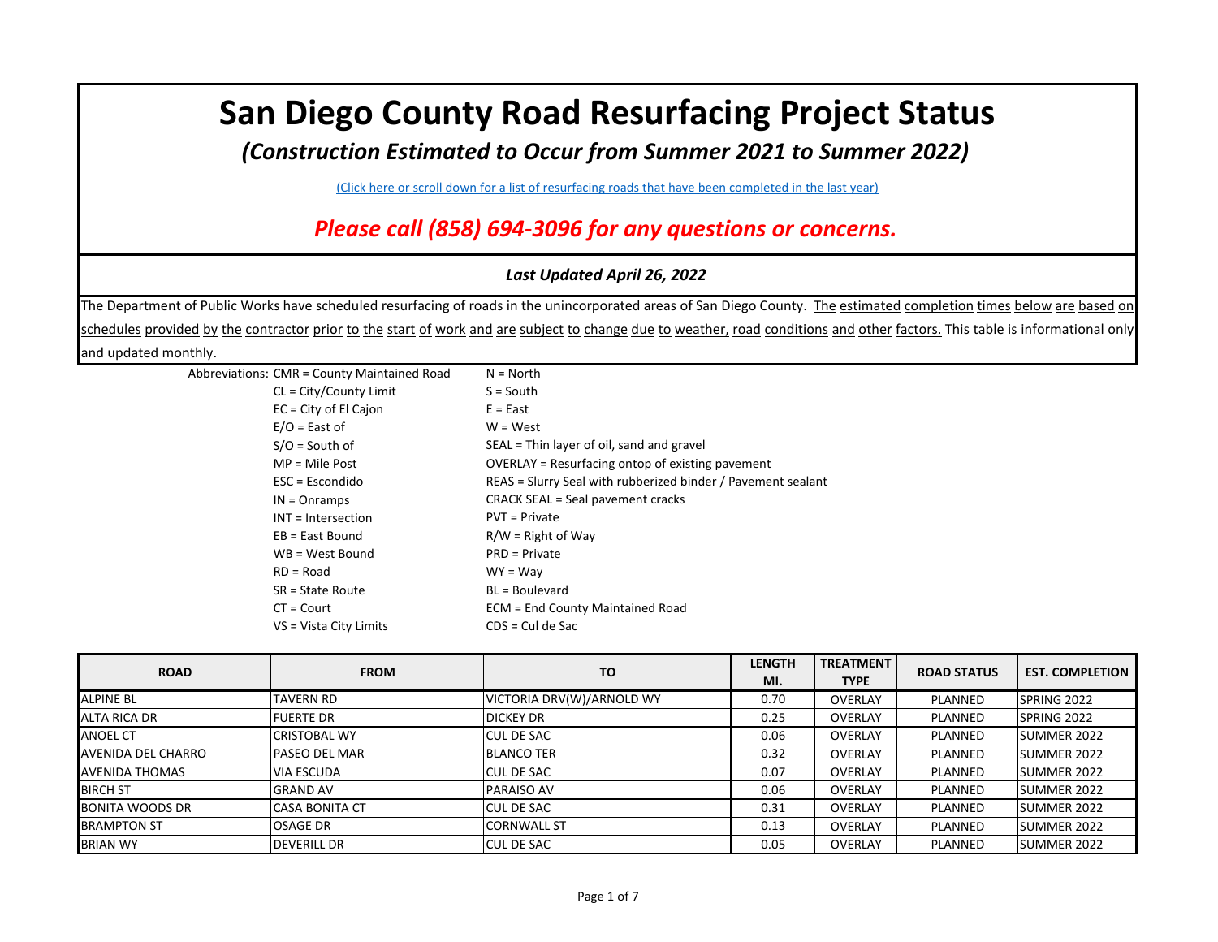# San Diego County Road Resurfacing Project Status

## *(Construction Estimated to Occur from Summer 2021 to Summer 2022)*

(Click here or scroll down for a list of resurfacing roads that have been completed in the last year)

## *Please call (858) 694-3096 for any questions or concerns.*

***Last Updated April 26, 2022***

The Department of Public Works have scheduled resurfacing of roads in the unincorporated areas of San Diego County. The estimated completion times below are based on schedules provided by the contractor prior to the start of work and are subject to change due to weather, road conditions and other factors. This table is informational only and updated monthly.

Abbreviations:

- CMR = County Maintained Road
- CL = City/County Limit
- EC = City of El Cajon
- E/O = East of
- S/O = South of
- MP = Mile Post
- ESC = Escondido
- IN = Onramps
- INT = Intersection
- EB = East Bound
- WB = West Bound
- RD = Road
- SR = State Route
- CT = Court
- VS = Vista City Limits
- N = North
- S = South
- E = East
- W = West
- SEAL = Thin layer of oil, sand and gravel
- OVERLAY = Resurfacing ontop of existing pavement
- REAS = Slurry Seal with rubberized binder / Pavement sealant
- CRACK SEAL = Seal pavement cracks
- PVT = Private
- R/W = Right of Way
- PRD = Private
- WY = Way
- BL = Boulevard
- ECM = End County Maintained Road
- CDS = Cul de Sac

| ROAD | FROM | TO | LENGTH MI. | TREATMENT TYPE | ROAD STATUS | EST. COMPLETION |
|---|---|---|---|---|---|---|
| ALPINE BL | TAVERN RD | VICTORIA DRV(W)/ARNOLD WY | 0.70 | OVERLAY | PLANNED | SPRING 2022 |
| ALTA RICA DR | FUERTE DR | DICKEY DR | 0.25 | OVERLAY | PLANNED | SPRING 2022 |
| ANOEL CT | CRISTOBAL WY | CUL DE SAC | 0.06 | OVERLAY | PLANNED | SUMMER 2022 |
| AVENIDA DEL CHARRO | PASEO DEL MAR | BLANCO TER | 0.32 | OVERLAY | PLANNED | SUMMER 2022 |
| AVENIDA THOMAS | VIA ESCUDA | CUL DE SAC | 0.07 | OVERLAY | PLANNED | SUMMER 2022 |
| BIRCH ST | GRAND AV | PARAISO AV | 0.06 | OVERLAY | PLANNED | SUMMER 2022 |
| BONITA WOODS DR | CASA BONITA CT | CUL DE SAC | 0.31 | OVERLAY | PLANNED | SUMMER 2022 |
| BRAMPTON ST | OSAGE DR | CORNWALL ST | 0.13 | OVERLAY | PLANNED | SUMMER 2022 |
| BRIAN WY | DEVERILL DR | CUL DE SAC | 0.05 | OVERLAY | PLANNED | SUMMER 2022 |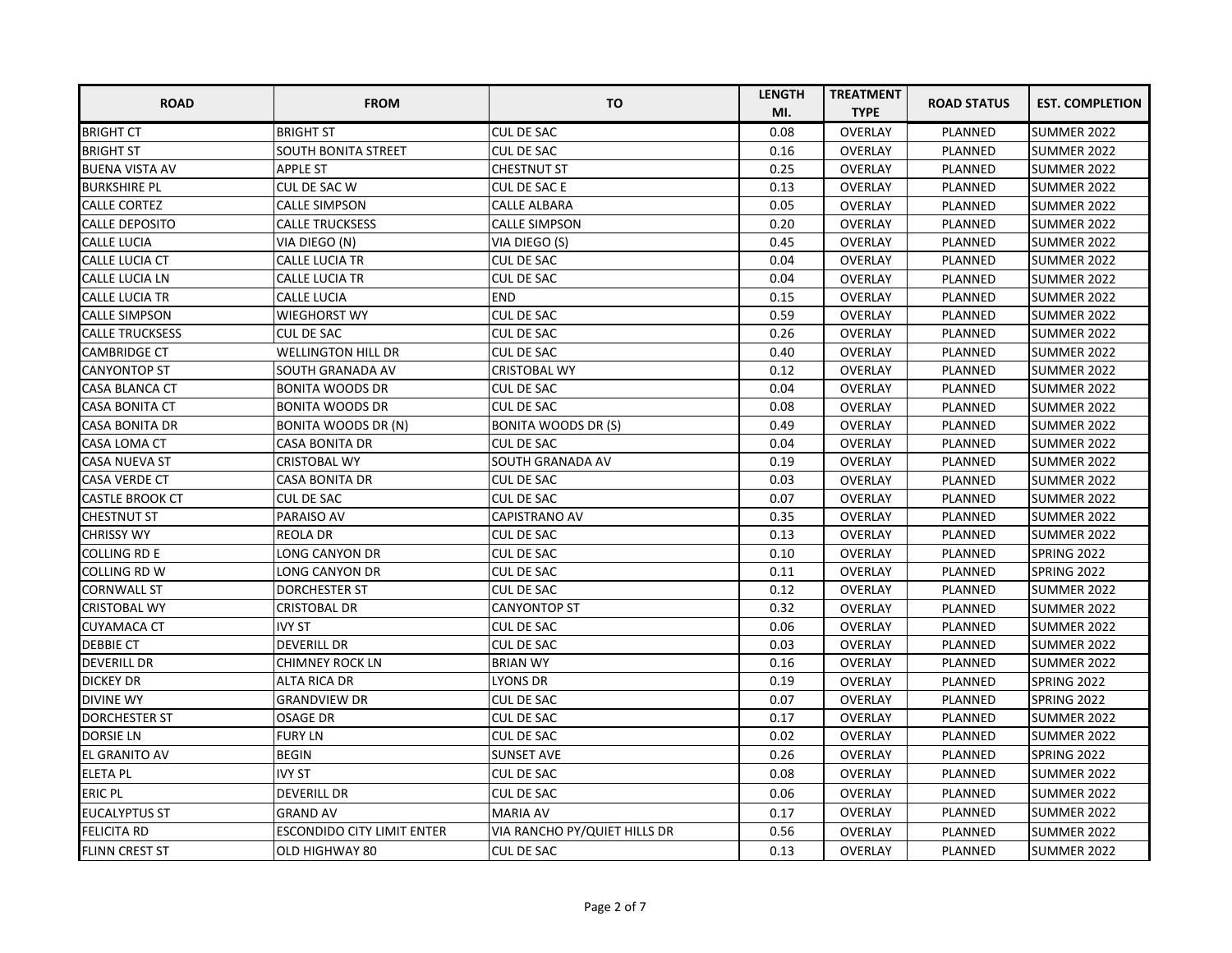| ROAD | FROM | TO | LENGTH MI. | TREATMENT TYPE | ROAD STATUS | EST. COMPLETION |
|---|---|---|---|---|---|---|
| BRIGHT CT | BRIGHT ST | CUL DE SAC | 0.08 | OVERLAY | PLANNED | SUMMER 2022 |
| BRIGHT ST | SOUTH BONITA STREET | CUL DE SAC | 0.16 | OVERLAY | PLANNED | SUMMER 2022 |
| BUENA VISTA AV | APPLE ST | CHESTNUT ST | 0.25 | OVERLAY | PLANNED | SUMMER 2022 |
| BURKSHIRE PL | CUL DE SAC W | CUL DE SAC E | 0.13 | OVERLAY | PLANNED | SUMMER 2022 |
| CALLE CORTEZ | CALLE SIMPSON | CALLE ALBARA | 0.05 | OVERLAY | PLANNED | SUMMER 2022 |
| CALLE DEPOSITO | CALLE TRUCKSESS | CALLE SIMPSON | 0.20 | OVERLAY | PLANNED | SUMMER 2022 |
| CALLE LUCIA | VIA DIEGO (N) | VIA DIEGO (S) | 0.45 | OVERLAY | PLANNED | SUMMER 2022 |
| CALLE LUCIA CT | CALLE LUCIA TR | CUL DE SAC | 0.04 | OVERLAY | PLANNED | SUMMER 2022 |
| CALLE LUCIA LN | CALLE LUCIA TR | CUL DE SAC | 0.04 | OVERLAY | PLANNED | SUMMER 2022 |
| CALLE LUCIA TR | CALLE LUCIA | END | 0.15 | OVERLAY | PLANNED | SUMMER 2022 |
| CALLE SIMPSON | WIEGHORST WY | CUL DE SAC | 0.59 | OVERLAY | PLANNED | SUMMER 2022 |
| CALLE TRUCKSESS | CUL DE SAC | CUL DE SAC | 0.26 | OVERLAY | PLANNED | SUMMER 2022 |
| CAMBRIDGE CT | WELLINGTON HILL DR | CUL DE SAC | 0.40 | OVERLAY | PLANNED | SUMMER 2022 |
| CANYONTOP ST | SOUTH GRANADA AV | CRISTOBAL WY | 0.12 | OVERLAY | PLANNED | SUMMER 2022 |
| CASA BLANCA CT | BONITA WOODS DR | CUL DE SAC | 0.04 | OVERLAY | PLANNED | SUMMER 2022 |
| CASA BONITA CT | BONITA WOODS DR | CUL DE SAC | 0.08 | OVERLAY | PLANNED | SUMMER 2022 |
| CASA BONITA DR | BONITA WOODS DR (N) | BONITA WOODS DR (S) | 0.49 | OVERLAY | PLANNED | SUMMER 2022 |
| CASA LOMA CT | CASA BONITA DR | CUL DE SAC | 0.04 | OVERLAY | PLANNED | SUMMER 2022 |
| CASA NUEVA ST | CRISTOBAL WY | SOUTH GRANADA AV | 0.19 | OVERLAY | PLANNED | SUMMER 2022 |
| CASA VERDE CT | CASA BONITA DR | CUL DE SAC | 0.03 | OVERLAY | PLANNED | SUMMER 2022 |
| CASTLE BROOK CT | CUL DE SAC | CUL DE SAC | 0.07 | OVERLAY | PLANNED | SUMMER 2022 |
| CHESTNUT ST | PARAISO AV | CAPISTRANO AV | 0.35 | OVERLAY | PLANNED | SUMMER 2022 |
| CHRISSY WY | REOLA DR | CUL DE SAC | 0.13 | OVERLAY | PLANNED | SUMMER 2022 |
| COLLING RD E | LONG CANYON DR | CUL DE SAC | 0.10 | OVERLAY | PLANNED | SPRING 2022 |
| COLLING RD W | LONG CANYON DR | CUL DE SAC | 0.11 | OVERLAY | PLANNED | SPRING 2022 |
| CORNWALL ST | DORCHESTER ST | CUL DE SAC | 0.12 | OVERLAY | PLANNED | SUMMER 2022 |
| CRISTOBAL WY | CRISTOBAL DR | CANYONTOP ST | 0.32 | OVERLAY | PLANNED | SUMMER 2022 |
| CUYAMACA CT | IVY ST | CUL DE SAC | 0.06 | OVERLAY | PLANNED | SUMMER 2022 |
| DEBBIE CT | DEVERILL DR | CUL DE SAC | 0.03 | OVERLAY | PLANNED | SUMMER 2022 |
| DEVERILL DR | CHIMNEY ROCK LN | BRIAN WY | 0.16 | OVERLAY | PLANNED | SUMMER 2022 |
| DICKEY DR | ALTA RICA DR | LYONS DR | 0.19 | OVERLAY | PLANNED | SPRING 2022 |
| DIVINE WY | GRANDVIEW DR | CUL DE SAC | 0.07 | OVERLAY | PLANNED | SPRING 2022 |
| DORCHESTER ST | OSAGE DR | CUL DE SAC | 0.17 | OVERLAY | PLANNED | SUMMER 2022 |
| DORSIE LN | FURY LN | CUL DE SAC | 0.02 | OVERLAY | PLANNED | SUMMER 2022 |
| EL GRANITO AV | BEGIN | SUNSET AVE | 0.26 | OVERLAY | PLANNED | SPRING 2022 |
| ELETA PL | IVY ST | CUL DE SAC | 0.08 | OVERLAY | PLANNED | SUMMER 2022 |
| ERIC PL | DEVERILL DR | CUL DE SAC | 0.06 | OVERLAY | PLANNED | SUMMER 2022 |
| EUCALYPTUS ST | GRAND AV | MARIA AV | 0.17 | OVERLAY | PLANNED | SUMMER 2022 |
| FELICITA RD | ESCONDIDO CITY LIMIT ENTER | VIA RANCHO PY/QUIET HILLS DR | 0.56 | OVERLAY | PLANNED | SUMMER 2022 |
| FLINN CREST ST | OLD HIGHWAY 80 | CUL DE SAC | 0.13 | OVERLAY | PLANNED | SUMMER 2022 |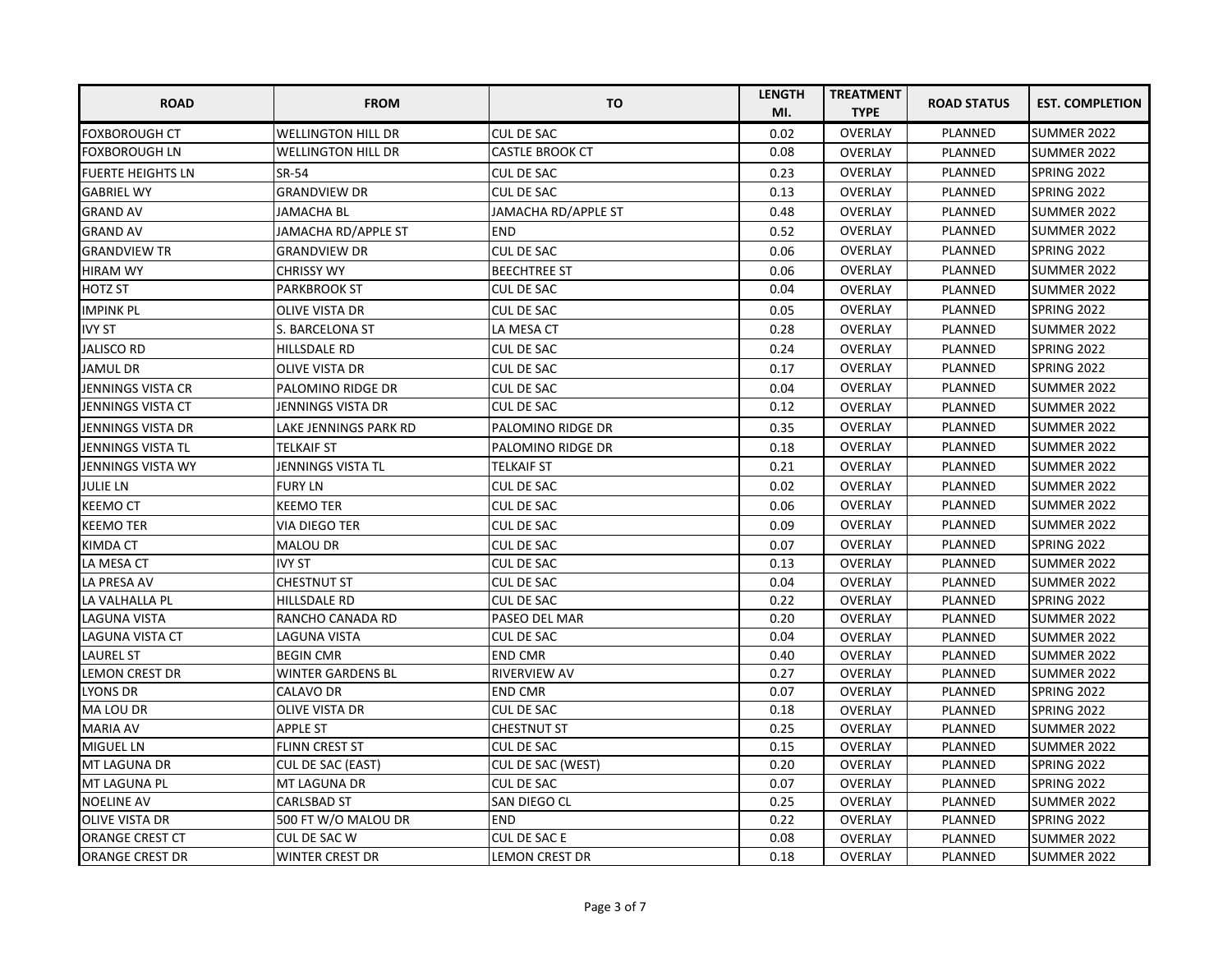| ROAD | FROM | TO | LENGTH MI. | TREATMENT TYPE | ROAD STATUS | EST. COMPLETION |
|---|---|---|---|---|---|---|
| FOXBOROUGH CT | WELLINGTON HILL DR | CUL DE SAC | 0.02 | OVERLAY | PLANNED | SUMMER 2022 |
| FOXBOROUGH LN | WELLINGTON HILL DR | CASTLE BROOK CT | 0.08 | OVERLAY | PLANNED | SUMMER 2022 |
| FUERTE HEIGHTS LN | SR-54 | CUL DE SAC | 0.23 | OVERLAY | PLANNED | SPRING 2022 |
| GABRIEL WY | GRANDVIEW DR | CUL DE SAC | 0.13 | OVERLAY | PLANNED | SPRING 2022 |
| GRAND AV | JAMACHA BL | JAMACHA RD/APPLE ST | 0.48 | OVERLAY | PLANNED | SUMMER 2022 |
| GRAND AV | JAMACHA RD/APPLE ST | END | 0.52 | OVERLAY | PLANNED | SUMMER 2022 |
| GRANDVIEW TR | GRANDVIEW DR | CUL DE SAC | 0.06 | OVERLAY | PLANNED | SPRING 2022 |
| HIRAM WY | CHRISSY WY | BEECHTREE ST | 0.06 | OVERLAY | PLANNED | SUMMER 2022 |
| HOTZ ST | PARKBROOK ST | CUL DE SAC | 0.04 | OVERLAY | PLANNED | SUMMER 2022 |
| IMPINK PL | OLIVE VISTA DR | CUL DE SAC | 0.05 | OVERLAY | PLANNED | SPRING 2022 |
| IVY ST | S. BARCELONA ST | LA MESA CT | 0.28 | OVERLAY | PLANNED | SUMMER 2022 |
| JALISCO RD | HILLSDALE RD | CUL DE SAC | 0.24 | OVERLAY | PLANNED | SPRING 2022 |
| JAMUL DR | OLIVE VISTA DR | CUL DE SAC | 0.17 | OVERLAY | PLANNED | SPRING 2022 |
| JENNINGS VISTA CR | PALOMINO RIDGE DR | CUL DE SAC | 0.04 | OVERLAY | PLANNED | SUMMER 2022 |
| JENNINGS VISTA CT | JENNINGS VISTA DR | CUL DE SAC | 0.12 | OVERLAY | PLANNED | SUMMER 2022 |
| JENNINGS VISTA DR | LAKE JENNINGS PARK RD | PALOMINO RIDGE DR | 0.35 | OVERLAY | PLANNED | SUMMER 2022 |
| JENNINGS VISTA TL | TELKAIF ST | PALOMINO RIDGE DR | 0.18 | OVERLAY | PLANNED | SUMMER 2022 |
| JENNINGS VISTA WY | JENNINGS VISTA TL | TELKAIF ST | 0.21 | OVERLAY | PLANNED | SUMMER 2022 |
| JULIE LN | FURY LN | CUL DE SAC | 0.02 | OVERLAY | PLANNED | SUMMER 2022 |
| KEEMO CT | KEEMO TER | CUL DE SAC | 0.06 | OVERLAY | PLANNED | SUMMER 2022 |
| KEEMO TER | VIA DIEGO TER | CUL DE SAC | 0.09 | OVERLAY | PLANNED | SUMMER 2022 |
| KIMDA CT | MALOU DR | CUL DE SAC | 0.07 | OVERLAY | PLANNED | SPRING 2022 |
| LA MESA CT | IVY ST | CUL DE SAC | 0.13 | OVERLAY | PLANNED | SUMMER 2022 |
| LA PRESA AV | CHESTNUT ST | CUL DE SAC | 0.04 | OVERLAY | PLANNED | SUMMER 2022 |
| LA VALHALLA PL | HILLSDALE RD | CUL DE SAC | 0.22 | OVERLAY | PLANNED | SPRING 2022 |
| LAGUNA VISTA | RANCHO CANADA RD | PASEO DEL MAR | 0.20 | OVERLAY | PLANNED | SUMMER 2022 |
| LAGUNA VISTA CT | LAGUNA VISTA | CUL DE SAC | 0.04 | OVERLAY | PLANNED | SUMMER 2022 |
| LAUREL ST | BEGIN CMR | END CMR | 0.40 | OVERLAY | PLANNED | SUMMER 2022 |
| LEMON CREST DR | WINTER GARDENS BL | RIVERVIEW AV | 0.27 | OVERLAY | PLANNED | SUMMER 2022 |
| LYONS DR | CALAVO DR | END CMR | 0.07 | OVERLAY | PLANNED | SPRING 2022 |
| MA LOU DR | OLIVE VISTA DR | CUL DE SAC | 0.18 | OVERLAY | PLANNED | SPRING 2022 |
| MARIA AV | APPLE ST | CHESTNUT ST | 0.25 | OVERLAY | PLANNED | SUMMER 2022 |
| MIGUEL LN | FLINN CREST ST | CUL DE SAC | 0.15 | OVERLAY | PLANNED | SUMMER 2022 |
| MT LAGUNA DR | CUL DE SAC (EAST) | CUL DE SAC (WEST) | 0.20 | OVERLAY | PLANNED | SPRING 2022 |
| MT LAGUNA PL | MT LAGUNA DR | CUL DE SAC | 0.07 | OVERLAY | PLANNED | SPRING 2022 |
| NOELINE AV | CARLSBAD ST | SAN DIEGO CL | 0.25 | OVERLAY | PLANNED | SUMMER 2022 |
| OLIVE VISTA DR | 500 FT W/O MALOU DR | END | 0.22 | OVERLAY | PLANNED | SPRING 2022 |
| ORANGE CREST CT | CUL DE SAC W | CUL DE SAC E | 0.08 | OVERLAY | PLANNED | SUMMER 2022 |
| ORANGE CREST DR | WINTER CREST DR | LEMON CREST DR | 0.18 | OVERLAY | PLANNED | SUMMER 2022 |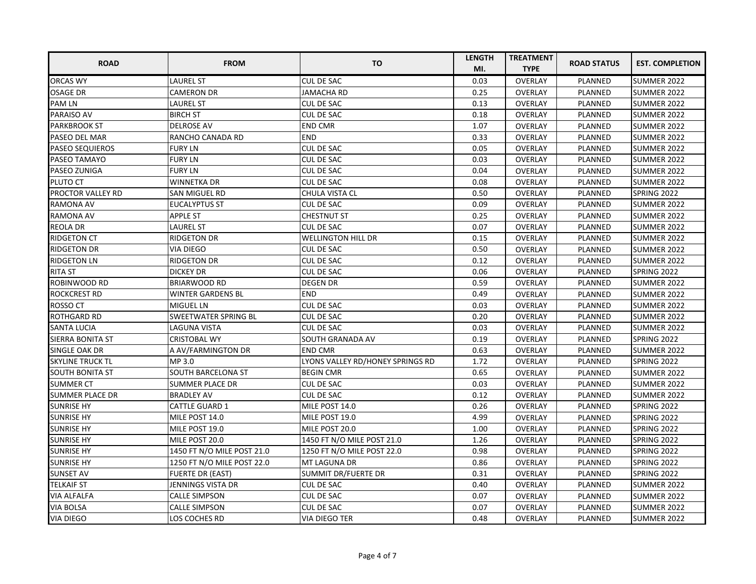| ROAD | FROM | TO | LENGTH MI. | TREATMENT TYPE | ROAD STATUS | EST. COMPLETION |
|---|---|---|---|---|---|---|
| ORCAS WY | LAUREL ST | CUL DE SAC | 0.03 | OVERLAY | PLANNED | SUMMER 2022 |
| OSAGE DR | CAMERON DR | JAMACHA RD | 0.25 | OVERLAY | PLANNED | SUMMER 2022 |
| PAM LN | LAUREL ST | CUL DE SAC | 0.13 | OVERLAY | PLANNED | SUMMER 2022 |
| PARAISO AV | BIRCH ST | CUL DE SAC | 0.18 | OVERLAY | PLANNED | SUMMER 2022 |
| PARKBROOK ST | DELROSE AV | END CMR | 1.07 | OVERLAY | PLANNED | SUMMER 2022 |
| PASEO DEL MAR | RANCHO CANADA RD | END | 0.33 | OVERLAY | PLANNED | SUMMER 2022 |
| PASEO SEQUIEROS | FURY LN | CUL DE SAC | 0.05 | OVERLAY | PLANNED | SUMMER 2022 |
| PASEO TAMAYO | FURY LN | CUL DE SAC | 0.03 | OVERLAY | PLANNED | SUMMER 2022 |
| PASEO ZUNIGA | FURY LN | CUL DE SAC | 0.04 | OVERLAY | PLANNED | SUMMER 2022 |
| PLUTO CT | WINNETKA DR | CUL DE SAC | 0.08 | OVERLAY | PLANNED | SUMMER 2022 |
| PROCTOR VALLEY RD | SAN MIGUEL RD | CHULA VISTA CL | 0.50 | OVERLAY | PLANNED | SPRING 2022 |
| RAMONA AV | EUCALYPTUS ST | CUL DE SAC | 0.09 | OVERLAY | PLANNED | SUMMER 2022 |
| RAMONA AV | APPLE ST | CHESTNUT ST | 0.25 | OVERLAY | PLANNED | SUMMER 2022 |
| REOLA DR | LAUREL ST | CUL DE SAC | 0.07 | OVERLAY | PLANNED | SUMMER 2022 |
| RIDGETON CT | RIDGETON DR | WELLINGTON HILL DR | 0.15 | OVERLAY | PLANNED | SUMMER 2022 |
| RIDGETON DR | VIA DIEGO | CUL DE SAC | 0.50 | OVERLAY | PLANNED | SUMMER 2022 |
| RIDGETON LN | RIDGETON DR | CUL DE SAC | 0.12 | OVERLAY | PLANNED | SUMMER 2022 |
| RITA ST | DICKEY DR | CUL DE SAC | 0.06 | OVERLAY | PLANNED | SPRING 2022 |
| ROBINWOOD RD | BRIARWOOD RD | DEGEN DR | 0.59 | OVERLAY | PLANNED | SUMMER 2022 |
| ROCKCREST RD | WINTER GARDENS BL | END | 0.49 | OVERLAY | PLANNED | SUMMER 2022 |
| ROSSO CT | MIGUEL LN | CUL DE SAC | 0.03 | OVERLAY | PLANNED | SUMMER 2022 |
| ROTHGARD RD | SWEETWATER SPRING BL | CUL DE SAC | 0.20 | OVERLAY | PLANNED | SUMMER 2022 |
| SANTA LUCIA | LAGUNA VISTA | CUL DE SAC | 0.03 | OVERLAY | PLANNED | SUMMER 2022 |
| SIERRA BONITA ST | CRISTOBAL WY | SOUTH GRANADA AV | 0.19 | OVERLAY | PLANNED | SPRING 2022 |
| SINGLE OAK DR | A AV/FARMINGTON DR | END CMR | 0.63 | OVERLAY | PLANNED | SUMMER 2022 |
| SKYLINE TRUCK TL | MP 3.0 | LYONS VALLEY RD/HONEY SPRINGS RD | 1.72 | OVERLAY | PLANNED | SPRING 2022 |
| SOUTH BONITA ST | SOUTH BARCELONA ST | BEGIN CMR | 0.65 | OVERLAY | PLANNED | SUMMER 2022 |
| SUMMER CT | SUMMER PLACE DR | CUL DE SAC | 0.03 | OVERLAY | PLANNED | SUMMER 2022 |
| SUMMER PLACE DR | BRADLEY AV | CUL DE SAC | 0.12 | OVERLAY | PLANNED | SUMMER 2022 |
| SUNRISE HY | CATTLE GUARD 1 | MILE POST 14.0 | 0.26 | OVERLAY | PLANNED | SPRING 2022 |
| SUNRISE HY | MILE POST 14.0 | MILE POST 19.0 | 4.99 | OVERLAY | PLANNED | SPRING 2022 |
| SUNRISE HY | MILE POST 19.0 | MILE POST 20.0 | 1.00 | OVERLAY | PLANNED | SPRING 2022 |
| SUNRISE HY | MILE POST 20.0 | 1450 FT N/O MILE POST 21.0 | 1.26 | OVERLAY | PLANNED | SPRING 2022 |
| SUNRISE HY | 1450 FT N/O MILE POST 21.0 | 1250 FT N/O MILE POST 22.0 | 0.98 | OVERLAY | PLANNED | SPRING 2022 |
| SUNRISE HY | 1250 FT N/O MILE POST 22.0 | MT LAGUNA DR | 0.86 | OVERLAY | PLANNED | SPRING 2022 |
| SUNSET AV | FUERTE DR (EAST) | SUMMIT DR/FUERTE DR | 0.31 | OVERLAY | PLANNED | SPRING 2022 |
| TELKAIF ST | JENNINGS VISTA DR | CUL DE SAC | 0.40 | OVERLAY | PLANNED | SUMMER 2022 |
| VIA ALFALFA | CALLE SIMPSON | CUL DE SAC | 0.07 | OVERLAY | PLANNED | SUMMER 2022 |
| VIA BOLSA | CALLE SIMPSON | CUL DE SAC | 0.07 | OVERLAY | PLANNED | SUMMER 2022 |
| VIA DIEGO | LOS COCHES RD | VIA DIEGO TER | 0.48 | OVERLAY | PLANNED | SUMMER 2022 |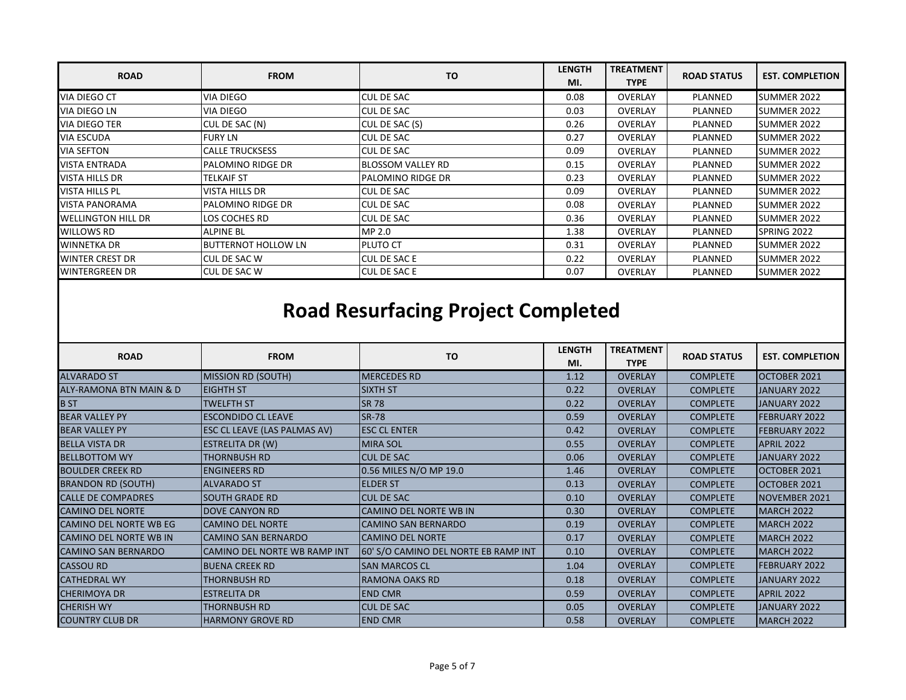| ROAD | FROM | TO | LENGTH MI. | TREATMENT TYPE | ROAD STATUS | EST. COMPLETION |
|---|---|---|---|---|---|---|
| VIA DIEGO CT | VIA DIEGO | CUL DE SAC | 0.08 | OVERLAY | PLANNED | SUMMER 2022 |
| VIA DIEGO LN | VIA DIEGO | CUL DE SAC | 0.03 | OVERLAY | PLANNED | SUMMER 2022 |
| VIA DIEGO TER | CUL DE SAC (N) | CUL DE SAC (S) | 0.26 | OVERLAY | PLANNED | SUMMER 2022 |
| VIA ESCUDA | FURY LN | CUL DE SAC | 0.27 | OVERLAY | PLANNED | SUMMER 2022 |
| VIA SEFTON | CALLE TRUCKSESS | CUL DE SAC | 0.09 | OVERLAY | PLANNED | SUMMER 2022 |
| VISTA ENTRADA | PALOMINO RIDGE DR | BLOSSOM VALLEY RD | 0.15 | OVERLAY | PLANNED | SUMMER 2022 |
| VISTA HILLS DR | TELKAIF ST | PALOMINO RIDGE DR | 0.23 | OVERLAY | PLANNED | SUMMER 2022 |
| VISTA HILLS PL | VISTA HILLS DR | CUL DE SAC | 0.09 | OVERLAY | PLANNED | SUMMER 2022 |
| VISTA PANORAMA | PALOMINO RIDGE DR | CUL DE SAC | 0.08 | OVERLAY | PLANNED | SUMMER 2022 |
| WELLINGTON HILL DR | LOS COCHES RD | CUL DE SAC | 0.36 | OVERLAY | PLANNED | SUMMER 2022 |
| WILLOWS RD | ALPINE BL | MP 2.0 | 1.38 | OVERLAY | PLANNED | SPRING 2022 |
| WINNETKA DR | BUTTERNOT HOLLOW LN | PLUTO CT | 0.31 | OVERLAY | PLANNED | SUMMER 2022 |
| WINTER CREST DR | CUL DE SAC W | CUL DE SAC E | 0.22 | OVERLAY | PLANNED | SUMMER 2022 |
| WINTERGREEN DR | CUL DE SAC W | CUL DE SAC E | 0.07 | OVERLAY | PLANNED | SUMMER 2022 |

# Road Resurfacing Project Completed

| ROAD | FROM | TO | LENGTH MI. | TREATMENT TYPE | ROAD STATUS | EST. COMPLETION |
|---|---|---|---|---|---|---|
| ALVARADO ST | MISSION RD (SOUTH) | MERCEDES RD | 1.12 | OVERLAY | COMPLETE | OCTOBER 2021 |
| ALY-RAMONA BTN MAIN & D | EIGHTH ST | SIXTH ST | 0.22 | OVERLAY | COMPLETE | JANUARY 2022 |
| B ST | TWELFTH ST | SR 78 | 0.22 | OVERLAY | COMPLETE | JANUARY 2022 |
| BEAR VALLEY PY | ESCONDIDO CL LEAVE | SR-78 | 0.59 | OVERLAY | COMPLETE | FEBRUARY 2022 |
| BEAR VALLEY PY | ESC CL LEAVE (LAS PALMAS AV) | ESC CL ENTER | 0.42 | OVERLAY | COMPLETE | FEBRUARY 2022 |
| BELLA VISTA DR | ESTRELITA DR (W) | MIRA SOL | 0.55 | OVERLAY | COMPLETE | APRIL 2022 |
| BELLBOTTOM WY | THORNBUSH RD | CUL DE SAC | 0.06 | OVERLAY | COMPLETE | JANUARY 2022 |
| BOULDER CREEK RD | ENGINEERS RD | 0.56 MILES N/O MP 19.0 | 1.46 | OVERLAY | COMPLETE | OCTOBER 2021 |
| BRANDON RD (SOUTH) | ALVARADO ST | ELDER ST | 0.13 | OVERLAY | COMPLETE | OCTOBER 2021 |
| CALLE DE COMPADRES | SOUTH GRADE RD | CUL DE SAC | 0.10 | OVERLAY | COMPLETE | NOVEMBER 2021 |
| CAMINO DEL NORTE | DOVE CANYON RD | CAMINO DEL NORTE WB IN | 0.30 | OVERLAY | COMPLETE | MARCH 2022 |
| CAMINO DEL NORTE WB EG | CAMINO DEL NORTE | CAMINO SAN BERNARDO | 0.19 | OVERLAY | COMPLETE | MARCH 2022 |
| CAMINO DEL NORTE WB IN | CAMINO SAN BERNARDO | CAMINO DEL NORTE | 0.17 | OVERLAY | COMPLETE | MARCH 2022 |
| CAMINO SAN BERNARDO | CAMINO DEL NORTE WB RAMP INT | 60' S/O CAMINO DEL NORTE EB RAMP INT | 0.10 | OVERLAY | COMPLETE | MARCH 2022 |
| CASSOU RD | BUENA CREEK RD | SAN MARCOS CL | 1.04 | OVERLAY | COMPLETE | FEBRUARY 2022 |
| CATHEDRAL WY | THORNBUSH RD | RAMONA OAKS RD | 0.18 | OVERLAY | COMPLETE | JANUARY 2022 |
| CHERIMOYA DR | ESTRELITA DR | END CMR | 0.59 | OVERLAY | COMPLETE | APRIL 2022 |
| CHERISH WY | THORNBUSH RD | CUL DE SAC | 0.05 | OVERLAY | COMPLETE | JANUARY 2022 |
| COUNTRY CLUB DR | HARMONY GROVE RD | END CMR | 0.58 | OVERLAY | COMPLETE | MARCH 2022 |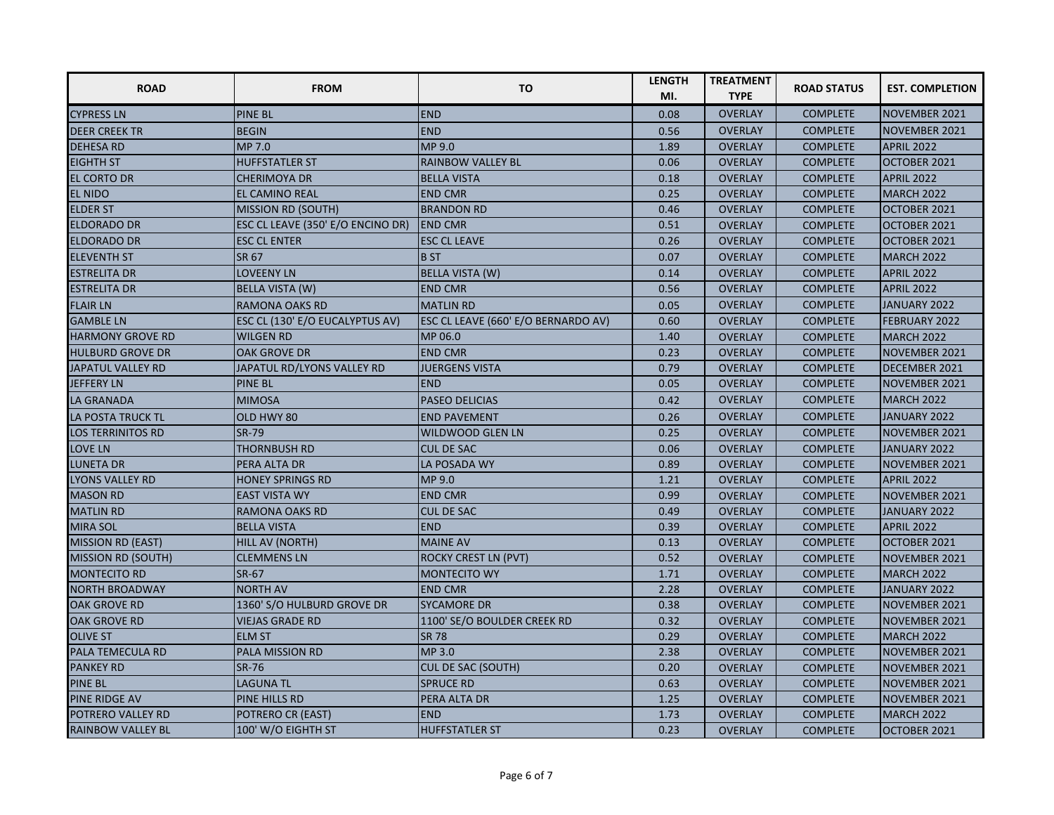| ROAD | FROM | TO | LENGTH MI. | TREATMENT TYPE | ROAD STATUS | EST. COMPLETION |
|---|---|---|---|---|---|---|
| CYPRESS LN | PINE BL | END | 0.08 | OVERLAY | COMPLETE | NOVEMBER 2021 |
| DEER CREEK TR | BEGIN | END | 0.56 | OVERLAY | COMPLETE | NOVEMBER 2021 |
| DEHESA RD | MP 7.0 | MP 9.0 | 1.89 | OVERLAY | COMPLETE | APRIL 2022 |
| EIGHTH ST | HUFFSTATLER ST | RAINBOW VALLEY BL | 0.06 | OVERLAY | COMPLETE | OCTOBER 2021 |
| EL CORTO DR | CHERIMOYA DR | BELLA VISTA | 0.18 | OVERLAY | COMPLETE | APRIL 2022 |
| EL NIDO | EL CAMINO REAL | END CMR | 0.25 | OVERLAY | COMPLETE | MARCH 2022 |
| ELDER ST | MISSION RD (SOUTH) | BRANDON RD | 0.46 | OVERLAY | COMPLETE | OCTOBER 2021 |
| ELDORADO DR | ESC CL LEAVE (350' E/O ENCINO DR) | END CMR | 0.51 | OVERLAY | COMPLETE | OCTOBER 2021 |
| ELDORADO DR | ESC CL ENTER | ESC CL LEAVE | 0.26 | OVERLAY | COMPLETE | OCTOBER 2021 |
| ELEVENTH ST | SR 67 | B ST | 0.07 | OVERLAY | COMPLETE | MARCH 2022 |
| ESTRELITA DR | LOVEENY LN | BELLA VISTA (W) | 0.14 | OVERLAY | COMPLETE | APRIL 2022 |
| ESTRELITA DR | BELLA VISTA (W) | END CMR | 0.56 | OVERLAY | COMPLETE | APRIL 2022 |
| FLAIR LN | RAMONA OAKS RD | MATLIN RD | 0.05 | OVERLAY | COMPLETE | JANUARY 2022 |
| GAMBLE LN | ESC CL (130' E/O EUCALYPTUS AV) | ESC CL LEAVE (660' E/O BERNARDO AV) | 0.60 | OVERLAY | COMPLETE | FEBRUARY 2022 |
| HARMONY GROVE RD | WILGEN RD | MP 06.0 | 1.40 | OVERLAY | COMPLETE | MARCH 2022 |
| HULBURD GROVE DR | OAK GROVE DR | END CMR | 0.23 | OVERLAY | COMPLETE | NOVEMBER 2021 |
| JAPATUL VALLEY RD | JAPATUL RD/LYONS VALLEY RD | JUERGENS VISTA | 0.79 | OVERLAY | COMPLETE | DECEMBER 2021 |
| JEFFERY LN | PINE BL | END | 0.05 | OVERLAY | COMPLETE | NOVEMBER 2021 |
| LA GRANADA | MIMOSA | PASEO DELICIAS | 0.42 | OVERLAY | COMPLETE | MARCH 2022 |
| LA POSTA TRUCK TL | OLD HWY 80 | END PAVEMENT | 0.26 | OVERLAY | COMPLETE | JANUARY 2022 |
| LOS TERRINITOS RD | SR-79 | WILDWOOD GLEN LN | 0.25 | OVERLAY | COMPLETE | NOVEMBER 2021 |
| LOVE LN | THORNBUSH RD | CUL DE SAC | 0.06 | OVERLAY | COMPLETE | JANUARY 2022 |
| LUNETA DR | PERA ALTA DR | LA POSADA WY | 0.89 | OVERLAY | COMPLETE | NOVEMBER 2021 |
| LYONS VALLEY RD | HONEY SPRINGS RD | MP 9.0 | 1.21 | OVERLAY | COMPLETE | APRIL 2022 |
| MASON RD | EAST VISTA WY | END CMR | 0.99 | OVERLAY | COMPLETE | NOVEMBER 2021 |
| MATLIN RD | RAMONA OAKS RD | CUL DE SAC | 0.49 | OVERLAY | COMPLETE | JANUARY 2022 |
| MIRA SOL | BELLA VISTA | END | 0.39 | OVERLAY | COMPLETE | APRIL 2022 |
| MISSION RD (EAST) | HILL AV (NORTH) | MAINE AV | 0.13 | OVERLAY | COMPLETE | OCTOBER 2021 |
| MISSION RD (SOUTH) | CLEMMENS LN | ROCKY CREST LN (PVT) | 0.52 | OVERLAY | COMPLETE | NOVEMBER 2021 |
| MONTECITO RD | SR-67 | MONTECITO WY | 1.71 | OVERLAY | COMPLETE | MARCH 2022 |
| NORTH BROADWAY | NORTH AV | END CMR | 2.28 | OVERLAY | COMPLETE | JANUARY 2022 |
| OAK GROVE RD | 1360' S/O HULBURD GROVE DR | SYCAMORE DR | 0.38 | OVERLAY | COMPLETE | NOVEMBER 2021 |
| OAK GROVE RD | VIEJAS GRADE RD | 1100' SE/O BOULDER CREEK RD | 0.32 | OVERLAY | COMPLETE | NOVEMBER 2021 |
| OLIVE ST | ELM ST | SR 78 | 0.29 | OVERLAY | COMPLETE | MARCH 2022 |
| PALA TEMECULA RD | PALA MISSION RD | MP 3.0 | 2.38 | OVERLAY | COMPLETE | NOVEMBER 2021 |
| PANKEY RD | SR-76 | CUL DE SAC (SOUTH) | 0.20 | OVERLAY | COMPLETE | NOVEMBER 2021 |
| PINE BL | LAGUNA TL | SPRUCE RD | 0.63 | OVERLAY | COMPLETE | NOVEMBER 2021 |
| PINE RIDGE AV | PINE HILLS RD | PERA ALTA DR | 1.25 | OVERLAY | COMPLETE | NOVEMBER 2021 |
| POTRERO VALLEY RD | POTRERO CR (EAST) | END | 1.73 | OVERLAY | COMPLETE | MARCH 2022 |
| RAINBOW VALLEY BL | 100' W/O EIGHTH ST | HUFFSTATLER ST | 0.23 | OVERLAY | COMPLETE | OCTOBER 2021 |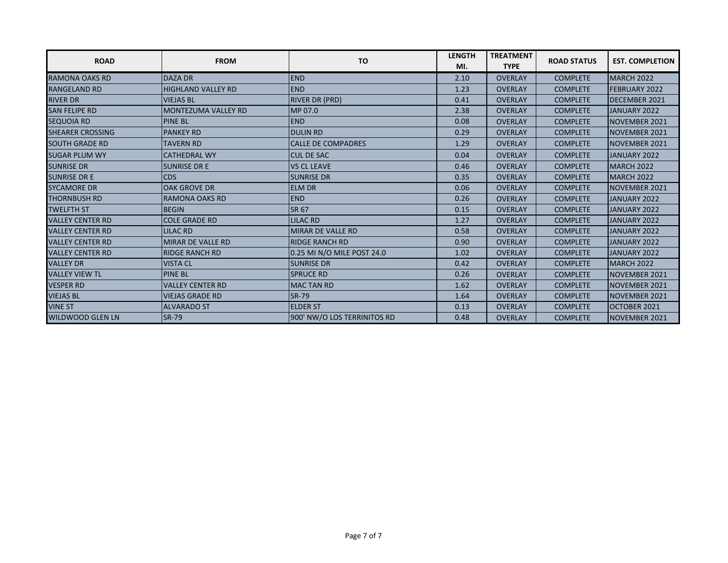| ROAD | FROM | TO | LENGTH MI. | TREATMENT TYPE | ROAD STATUS | EST. COMPLETION |
|---|---|---|---|---|---|---|
| RAMONA OAKS RD | DAZA DR | END | 2.10 | OVERLAY | COMPLETE | MARCH 2022 |
| RANGELAND RD | HIGHLAND VALLEY RD | END | 1.23 | OVERLAY | COMPLETE | FEBRUARY 2022 |
| RIVER DR | VIEJAS BL | RIVER DR (PRD) | 0.41 | OVERLAY | COMPLETE | DECEMBER 2021 |
| SAN FELIPE RD | MONTEZUMA VALLEY RD | MP 07.0 | 2.38 | OVERLAY | COMPLETE | JANUARY 2022 |
| SEQUOIA RD | PINE BL | END | 0.08 | OVERLAY | COMPLETE | NOVEMBER 2021 |
| SHEARER CROSSING | PANKEY RD | DULIN RD | 0.29 | OVERLAY | COMPLETE | NOVEMBER 2021 |
| SOUTH GRADE RD | TAVERN RD | CALLE DE COMPADRES | 1.29 | OVERLAY | COMPLETE | NOVEMBER 2021 |
| SUGAR PLUM WY | CATHEDRAL WY | CUL DE SAC | 0.04 | OVERLAY | COMPLETE | JANUARY 2022 |
| SUNRISE DR | SUNRISE DR E | VS CL LEAVE | 0.46 | OVERLAY | COMPLETE | MARCH 2022 |
| SUNRISE DR E | CDS | SUNRISE DR | 0.35 | OVERLAY | COMPLETE | MARCH 2022 |
| SYCAMORE DR | OAK GROVE DR | ELM DR | 0.06 | OVERLAY | COMPLETE | NOVEMBER 2021 |
| THORNBUSH RD | RAMONA OAKS RD | END | 0.26 | OVERLAY | COMPLETE | JANUARY 2022 |
| TWELFTH ST | BEGIN | SR 67 | 0.15 | OVERLAY | COMPLETE | JANUARY 2022 |
| VALLEY CENTER RD | COLE GRADE RD | LILAC RD | 1.27 | OVERLAY | COMPLETE | JANUARY 2022 |
| VALLEY CENTER RD | LILAC RD | MIRAR DE VALLE RD | 0.58 | OVERLAY | COMPLETE | JANUARY 2022 |
| VALLEY CENTER RD | MIRAR DE VALLE RD | RIDGE RANCH RD | 0.90 | OVERLAY | COMPLETE | JANUARY 2022 |
| VALLEY CENTER RD | RIDGE RANCH RD | 0.25 MI N/O MILE POST 24.0 | 1.02 | OVERLAY | COMPLETE | JANUARY 2022 |
| VALLEY DR | VISTA CL | SUNRISE DR | 0.42 | OVERLAY | COMPLETE | MARCH 2022 |
| VALLEY VIEW TL | PINE BL | SPRUCE RD | 0.26 | OVERLAY | COMPLETE | NOVEMBER 2021 |
| VESPER RD | VALLEY CENTER RD | MAC TAN RD | 1.62 | OVERLAY | COMPLETE | NOVEMBER 2021 |
| VIEJAS BL | VIEJAS GRADE RD | SR-79 | 1.64 | OVERLAY | COMPLETE | NOVEMBER 2021 |
| VINE ST | ALVARADO ST | ELDER ST | 0.13 | OVERLAY | COMPLETE | OCTOBER 2021 |
| WILDWOOD GLEN LN | SR-79 | 900' NW/O LOS TERRINITOS RD | 0.48 | OVERLAY | COMPLETE | NOVEMBER 2021 |